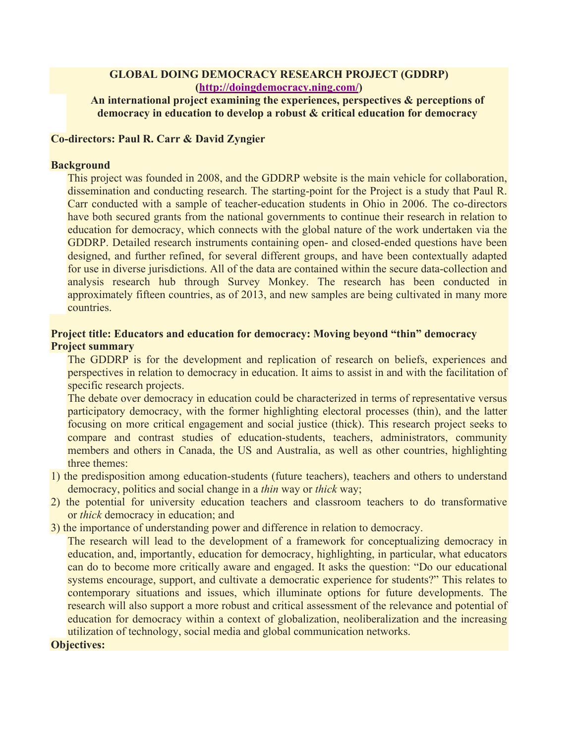**GLOBAL DOING DEMOCRACY RESEARCH PROJECT (GDDRP)**
**([http://doingdemocracy.ning.com/](http://doingdemocracy.ning.com/))**

**An international project examining the experiences, perspectives & perceptions of democracy in education to develop a robust & critical education for democracy**

**Co-directors: Paul R. Carr & David Zyngier**

**Background**

This project was founded in 2008, and the GDDRP website is the main vehicle for collaboration, dissemination and conducting research. The starting-point for the Project is a study that Paul R. Carr conducted with a sample of teacher-education students in Ohio in 2006. The co-directors have both secured grants from the national governments to continue their research in relation to education for democracy, which connects with the global nature of the work undertaken via the GDDRP. Detailed research instruments containing open- and closed-ended questions have been designed, and further refined, for several different groups, and have been contextually adapted for use in diverse jurisdictions. All of the data are contained within the secure data-collection and analysis research hub through Survey Monkey. The research has been conducted in approximately fifteen countries, as of 2013, and new samples are being cultivated in many more countries.

**Project title: Educators and education for democracy: Moving beyond "thin" democracy**
**Project summary**

The GDDRP is for the development and replication of research on beliefs, experiences and perspectives in relation to democracy in education. It aims to assist in and with the facilitation of specific research projects.

The debate over democracy in education could be characterized in terms of representative versus participatory democracy, with the former highlighting electoral processes (thin), and the latter focusing on more critical engagement and social justice (thick). This research project seeks to compare and contrast studies of education-students, teachers, administrators, community members and others in Canada, the US and Australia, as well as other countries, highlighting three themes:

1) the predisposition among education-students (future teachers), teachers and others to understand democracy, politics and social change in a *thin* way or *thick* way;
2) the potential for university education teachers and classroom teachers to do transformative or *thick* democracy in education; and
3) the importance of understanding power and difference in relation to democracy.

The research will lead to the development of a framework for conceptualizing democracy in education, and, importantly, education for democracy, highlighting, in particular, what educators can do to become more critically aware and engaged. It asks the question: "Do our educational systems encourage, support, and cultivate a democratic experience for students?" This relates to contemporary situations and issues, which illuminate options for future developments. The research will also support a more robust and critical assessment of the relevance and potential of education for democracy within a context of globalization, neoliberalization and the increasing utilization of technology, social media and global communication networks.

**Objectives:**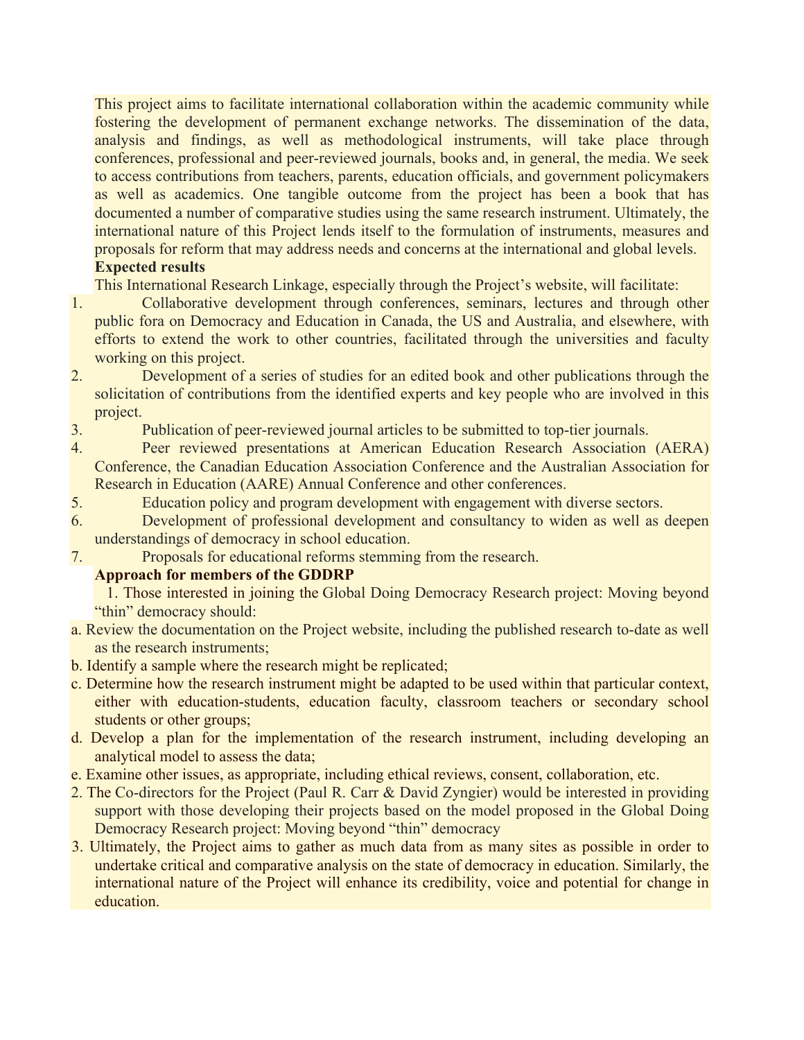This project aims to facilitate international collaboration within the academic community while fostering the development of permanent exchange networks. The dissemination of the data, analysis and findings, as well as methodological instruments, will take place through conferences, professional and peer-reviewed journals, books and, in general, the media. We seek to access contributions from teachers, parents, education officials, and government policymakers as well as academics. One tangible outcome from the project has been a book that has documented a number of comparative studies using the same research instrument. Ultimately, the international nature of this Project lends itself to the formulation of instruments, measures and proposals for reform that may address needs and concerns at the international and global levels.

**Expected results**

This International Research Linkage, especially through the Project's website, will facilitate:

1. Collaborative development through conferences, seminars, lectures and through other public fora on Democracy and Education in Canada, the US and Australia, and elsewhere, with efforts to extend the work to other countries, facilitated through the universities and faculty working on this project.
2. Development of a series of studies for an edited book and other publications through the solicitation of contributions from the identified experts and key people who are involved in this project.
3. Publication of peer-reviewed journal articles to be submitted to top-tier journals.
4. Peer reviewed presentations at American Education Research Association (AERA) Conference, the Canadian Education Association Conference and the Australian Association for Research in Education (AARE) Annual Conference and other conferences.
5. Education policy and program development with engagement with diverse sectors.
6. Development of professional development and consultancy to widen as well as deepen understandings of democracy in school education.
7. Proposals for educational reforms stemming from the research.

**Approach for members of the GDDRP**

1. Those interested in joining the Global Doing Democracy Research project: Moving beyond "thin" democracy should:

a. Review the documentation on the Project website, including the published research to-date as well as the research instruments;

b. Identify a sample where the research might be replicated;

c. Determine how the research instrument might be adapted to be used within that particular context, either with education-students, education faculty, classroom teachers or secondary school students or other groups;

d. Develop a plan for the implementation of the research instrument, including developing an analytical model to assess the data;

e. Examine other issues, as appropriate, including ethical reviews, consent, collaboration, etc.

2. The Co-directors for the Project (Paul R. Carr & David Zyngier) would be interested in providing support with those developing their projects based on the model proposed in the Global Doing Democracy Research project: Moving beyond "thin" democracy

3. Ultimately, the Project aims to gather as much data from as many sites as possible in order to undertake critical and comparative analysis on the state of democracy in education. Similarly, the international nature of the Project will enhance its credibility, voice and potential for change in education.